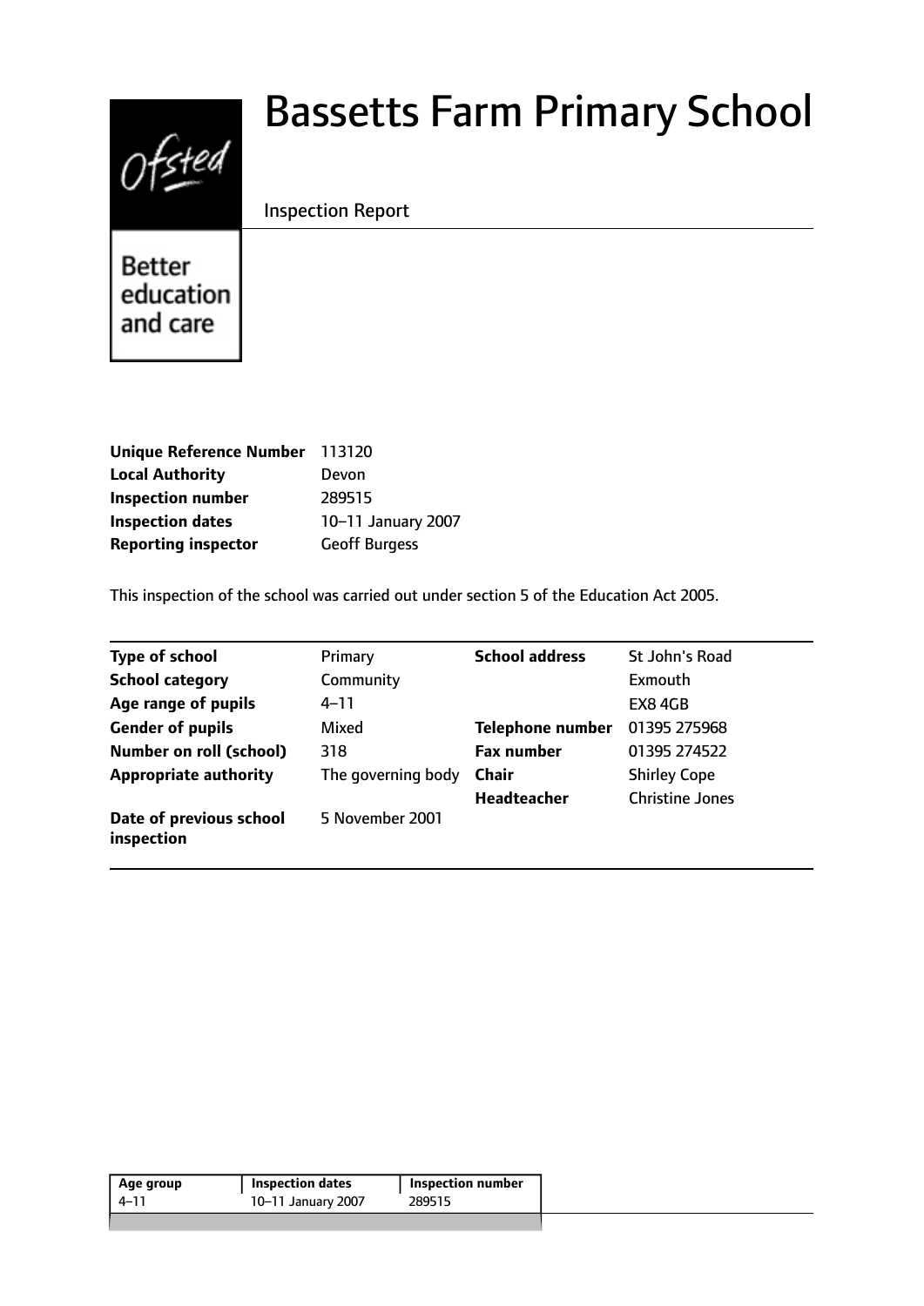# Bassetts Farm Primary School

Ofsted

Better education and care

Inspection Report

| | |
|---|---|
| **Unique Reference Number** | 113120 |
| **Local Authority** | Devon |
| **Inspection number** | 289515 |
| **Inspection dates** | 10–11 January 2007 |
| **Reporting inspector** | Geoff Burgess |

This inspection of the school was carried out under section 5 of the Education Act 2005.

| | | | |
|---|---|---|---|
| **Type of school** | Primary | **School address** | St John's Road |
| **School category** | Community | | Exmouth |
| **Age range of pupils** | 4–11 | | EX8 4GB |
| **Gender of pupils** | Mixed | **Telephone number** | 01395 275968 |
| **Number on roll (school)** | 318 | **Fax number** | 01395 274522 |
| **Appropriate authority** | The governing body | **Chair** | Shirley Cope |
| | | **Headteacher** | Christine Jones |
| **Date of previous school inspection** | 5 November 2001 | | |

| Age group | Inspection dates | Inspection number |
|---|---|---|
| 4–11 | 10–11 January 2007 | 289515 |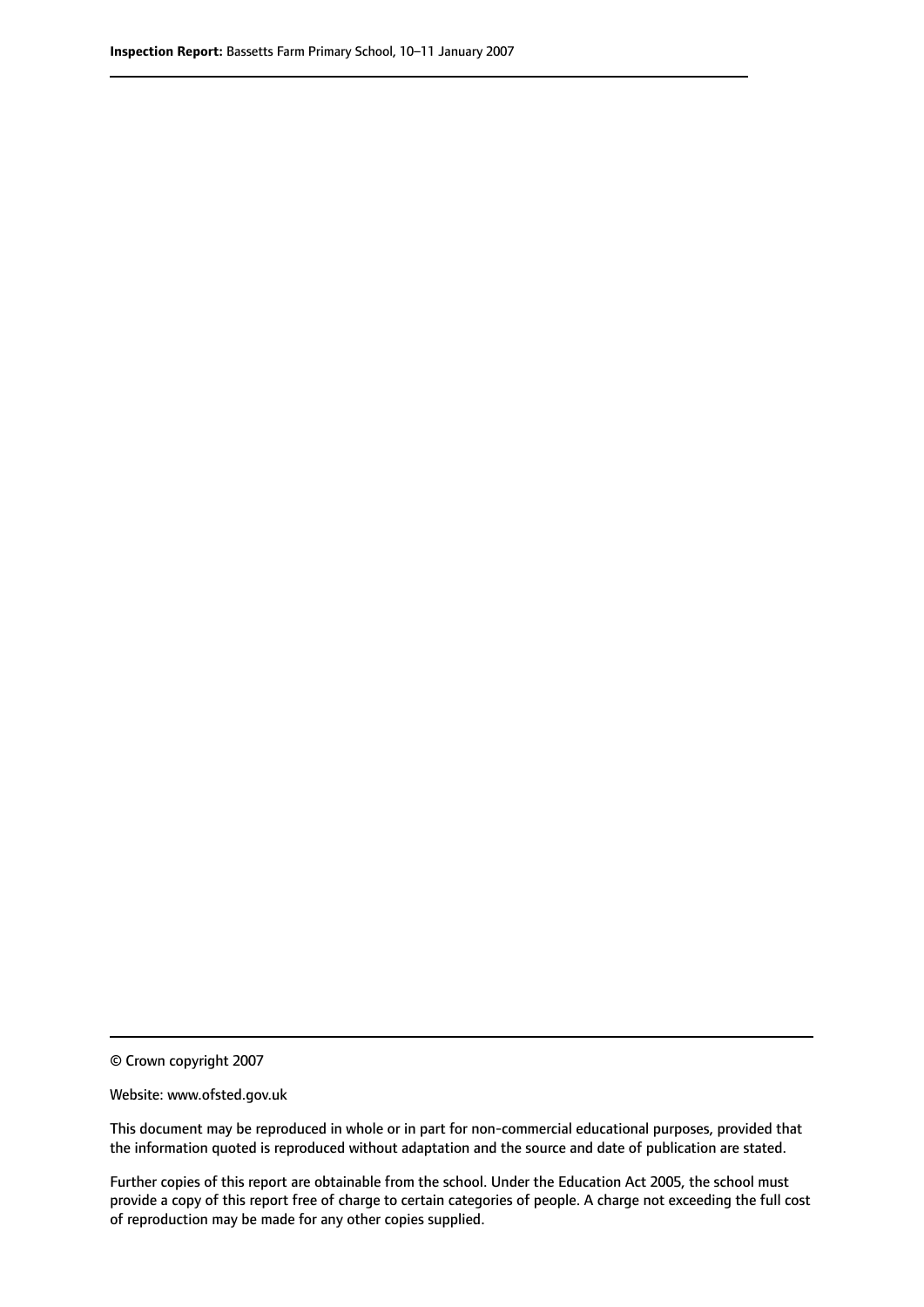© Crown copyright 2007

Website: www.ofsted.gov.uk

This document may be reproduced in whole or in part for non-commercial educational purposes, provided that the information quoted is reproduced without adaptation and the source and date of publication are stated.

Further copies of this report are obtainable from the school. Under the Education Act 2005, the school must provide a copy of this report free of charge to certain categories of people. A charge not exceeding the full cost of reproduction may be made for any other copies supplied.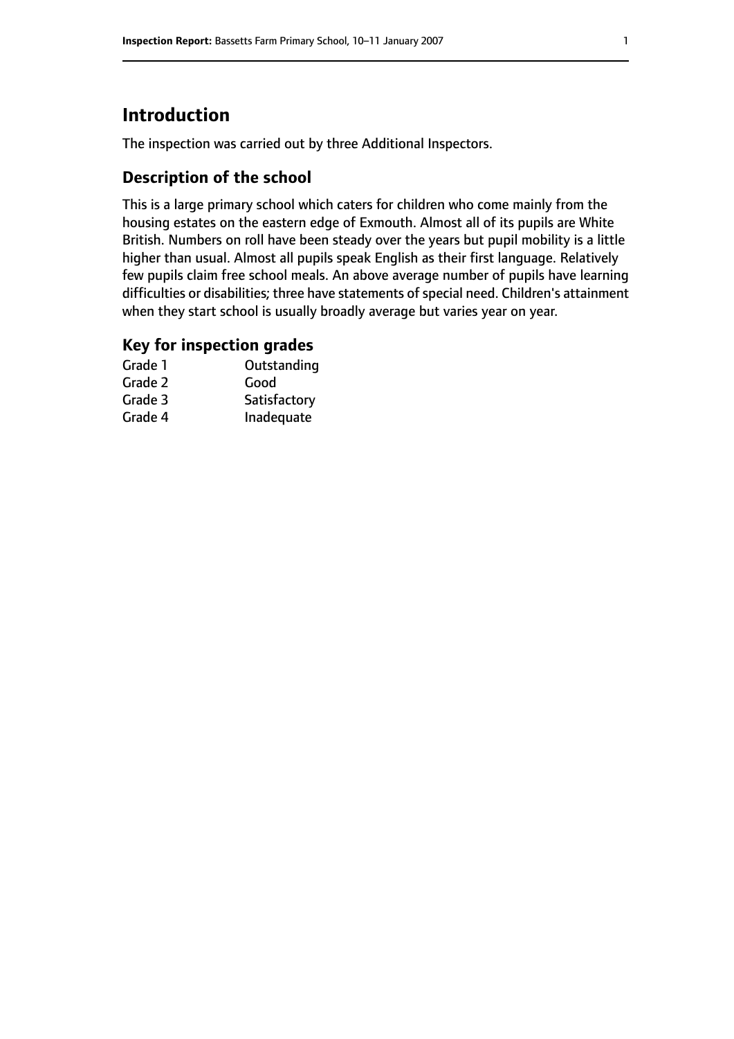# Introduction

The inspection was carried out by three Additional Inspectors.

## Description of the school

This is a large primary school which caters for children who come mainly from the housing estates on the eastern edge of Exmouth. Almost all of its pupils are White British. Numbers on roll have been steady over the years but pupil mobility is a little higher than usual. Almost all pupils speak English as their first language. Relatively few pupils claim free school meals. An above average number of pupils have learning difficulties or disabilities; three have statements of special need. Children's attainment when they start school is usually broadly average but varies year on year.

### Key for inspection grades

| | |
|---|---|
| Grade 1 | Outstanding |
| Grade 2 | Good |
| Grade 3 | Satisfactory |
| Grade 4 | Inadequate |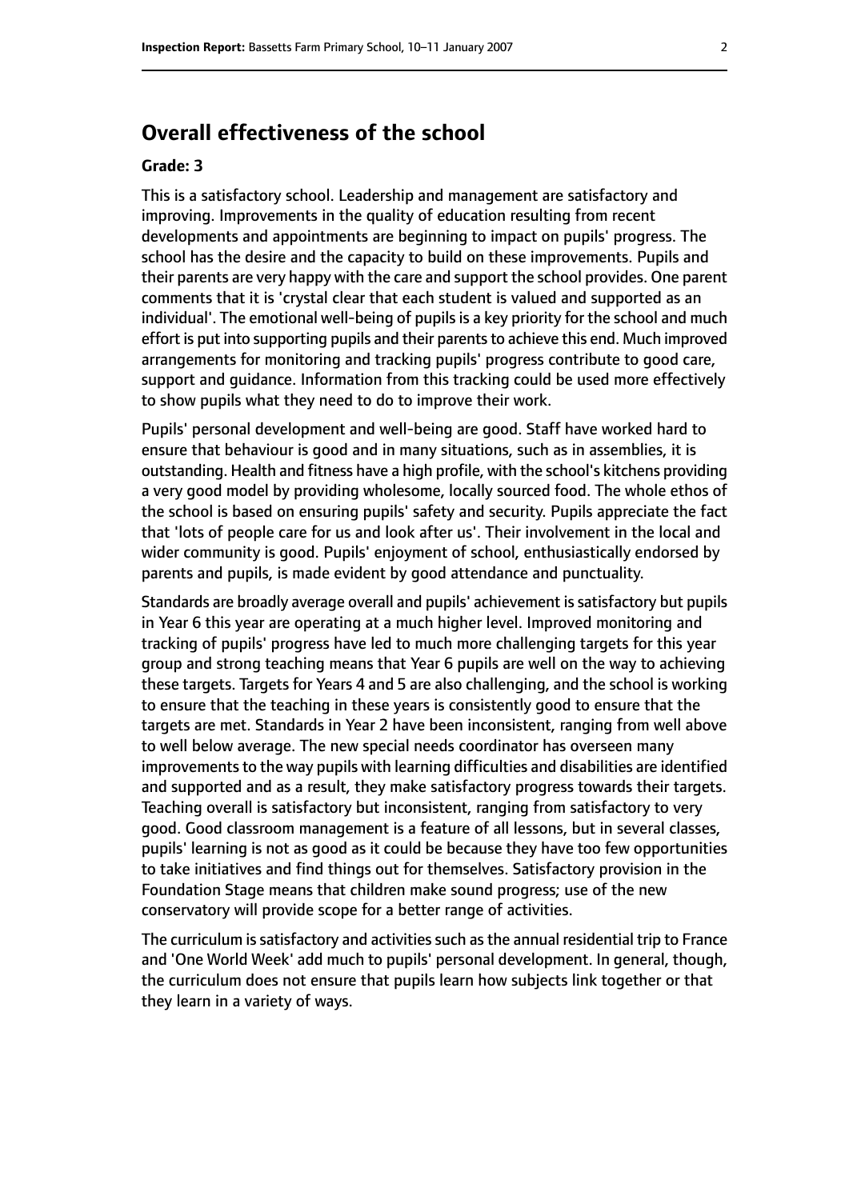## Overall effectiveness of the school

### Grade: 3

This is a satisfactory school. Leadership and management are satisfactory and improving. Improvements in the quality of education resulting from recent developments and appointments are beginning to impact on pupils' progress. The school has the desire and the capacity to build on these improvements. Pupils and their parents are very happy with the care and support the school provides. One parent comments that it is 'crystal clear that each student is valued and supported as an individual'. The emotional well-being of pupils is a key priority for the school and much effort is put into supporting pupils and their parents to achieve this end. Much improved arrangements for monitoring and tracking pupils' progress contribute to good care, support and guidance. Information from this tracking could be used more effectively to show pupils what they need to do to improve their work.

Pupils' personal development and well-being are good. Staff have worked hard to ensure that behaviour is good and in many situations, such as in assemblies, it is outstanding. Health and fitness have a high profile, with the school's kitchens providing a very good model by providing wholesome, locally sourced food. The whole ethos of the school is based on ensuring pupils' safety and security. Pupils appreciate the fact that 'lots of people care for us and look after us'. Their involvement in the local and wider community is good. Pupils' enjoyment of school, enthusiastically endorsed by parents and pupils, is made evident by good attendance and punctuality.

Standards are broadly average overall and pupils' achievement is satisfactory but pupils in Year 6 this year are operating at a much higher level. Improved monitoring and tracking of pupils' progress have led to much more challenging targets for this year group and strong teaching means that Year 6 pupils are well on the way to achieving these targets. Targets for Years 4 and 5 are also challenging, and the school is working to ensure that the teaching in these years is consistently good to ensure that the targets are met. Standards in Year 2 have been inconsistent, ranging from well above to well below average. The new special needs coordinator has overseen many improvements to the way pupils with learning difficulties and disabilities are identified and supported and as a result, they make satisfactory progress towards their targets. Teaching overall is satisfactory but inconsistent, ranging from satisfactory to very good. Good classroom management is a feature of all lessons, but in several classes, pupils' learning is not as good as it could be because they have too few opportunities to take initiatives and find things out for themselves. Satisfactory provision in the Foundation Stage means that children make sound progress; use of the new conservatory will provide scope for a better range of activities.

The curriculum is satisfactory and activities such as the annual residential trip to France and 'One World Week' add much to pupils' personal development. In general, though, the curriculum does not ensure that pupils learn how subjects link together or that they learn in a variety of ways.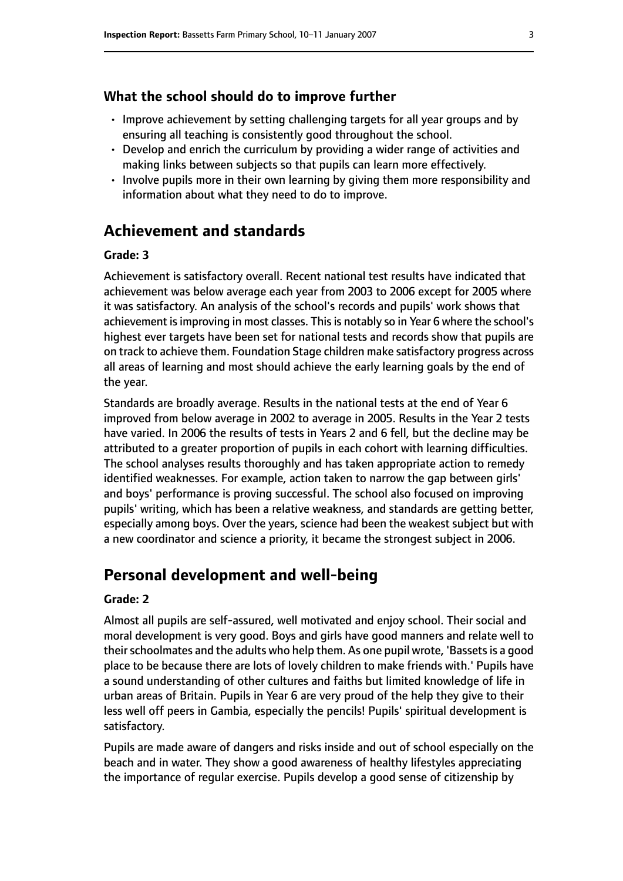## What the school should do to improve further

- Improve achievement by setting challenging targets for all year groups and by ensuring all teaching is consistently good throughout the school.
- Develop and enrich the curriculum by providing a wider range of activities and making links between subjects so that pupils can learn more effectively.
- Involve pupils more in their own learning by giving them more responsibility and information about what they need to do to improve.

# Achievement and standards

#### Grade: 3

Achievement is satisfactory overall. Recent national test results have indicated that achievement was below average each year from 2003 to 2006 except for 2005 where it was satisfactory. An analysis of the school's records and pupils' work shows that achievement is improving in most classes. This is notably so in Year 6 where the school's highest ever targets have been set for national tests and records show that pupils are on track to achieve them. Foundation Stage children make satisfactory progress across all areas of learning and most should achieve the early learning goals by the end of the year.

Standards are broadly average. Results in the national tests at the end of Year 6 improved from below average in 2002 to average in 2005. Results in the Year 2 tests have varied. In 2006 the results of tests in Years 2 and 6 fell, but the decline may be attributed to a greater proportion of pupils in each cohort with learning difficulties. The school analyses results thoroughly and has taken appropriate action to remedy identified weaknesses. For example, action taken to narrow the gap between girls' and boys' performance is proving successful. The school also focused on improving pupils' writing, which has been a relative weakness, and standards are getting better, especially among boys. Over the years, science had been the weakest subject but with a new coordinator and science a priority, it became the strongest subject in 2006.

# Personal development and well-being

#### Grade: 2

Almost all pupils are self-assured, well motivated and enjoy school. Their social and moral development is very good. Boys and girls have good manners and relate well to their schoolmates and the adults who help them. As one pupil wrote, 'Bassets is a good place to be because there are lots of lovely children to make friends with.' Pupils have a sound understanding of other cultures and faiths but limited knowledge of life in urban areas of Britain. Pupils in Year 6 are very proud of the help they give to their less well off peers in Gambia, especially the pencils! Pupils' spiritual development is satisfactory.

Pupils are made aware of dangers and risks inside and out of school especially on the beach and in water. They show a good awareness of healthy lifestyles appreciating the importance of regular exercise. Pupils develop a good sense of citizenship by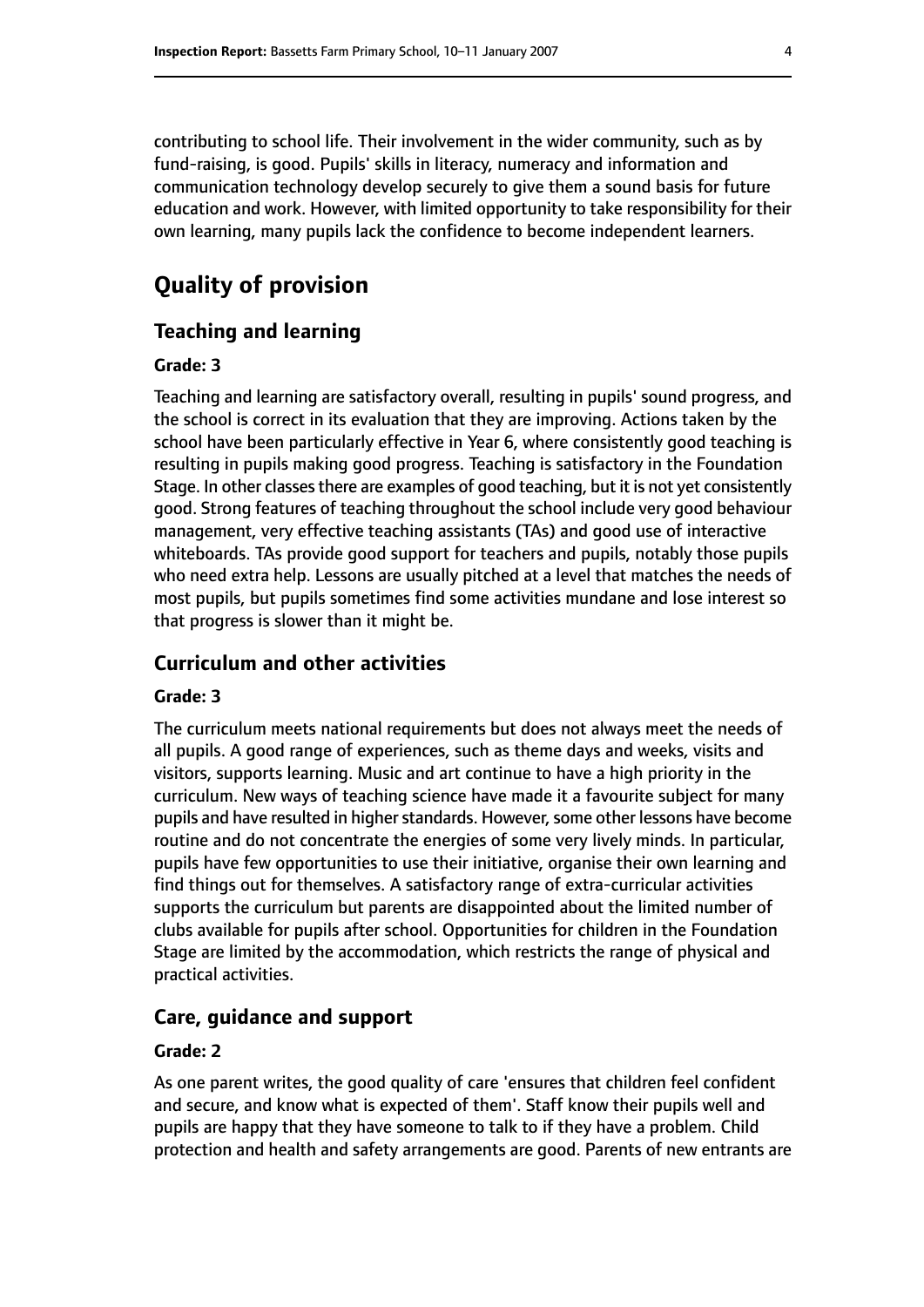contributing to school life. Their involvement in the wider community, such as by fund-raising, is good. Pupils' skills in literacy, numeracy and information and communication technology develop securely to give them a sound basis for future education and work. However, with limited opportunity to take responsibility for their own learning, many pupils lack the confidence to become independent learners.

# Quality of provision

## Teaching and learning

### Grade: 3

Teaching and learning are satisfactory overall, resulting in pupils' sound progress, and the school is correct in its evaluation that they are improving. Actions taken by the school have been particularly effective in Year 6, where consistently good teaching is resulting in pupils making good progress. Teaching is satisfactory in the Foundation Stage. In other classes there are examples of good teaching, but it is not yet consistently good. Strong features of teaching throughout the school include very good behaviour management, very effective teaching assistants (TAs) and good use of interactive whiteboards. TAs provide good support for teachers and pupils, notably those pupils who need extra help. Lessons are usually pitched at a level that matches the needs of most pupils, but pupils sometimes find some activities mundane and lose interest so that progress is slower than it might be.

## Curriculum and other activities

### Grade: 3

The curriculum meets national requirements but does not always meet the needs of all pupils. A good range of experiences, such as theme days and weeks, visits and visitors, supports learning. Music and art continue to have a high priority in the curriculum. New ways of teaching science have made it a favourite subject for many pupils and have resulted in higher standards. However, some other lessons have become routine and do not concentrate the energies of some very lively minds. In particular, pupils have few opportunities to use their initiative, organise their own learning and find things out for themselves. A satisfactory range of extra-curricular activities supports the curriculum but parents are disappointed about the limited number of clubs available for pupils after school. Opportunities for children in the Foundation Stage are limited by the accommodation, which restricts the range of physical and practical activities.

## Care, guidance and support

### Grade: 2

As one parent writes, the good quality of care 'ensures that children feel confident and secure, and know what is expected of them'. Staff know their pupils well and pupils are happy that they have someone to talk to if they have a problem. Child protection and health and safety arrangements are good. Parents of new entrants are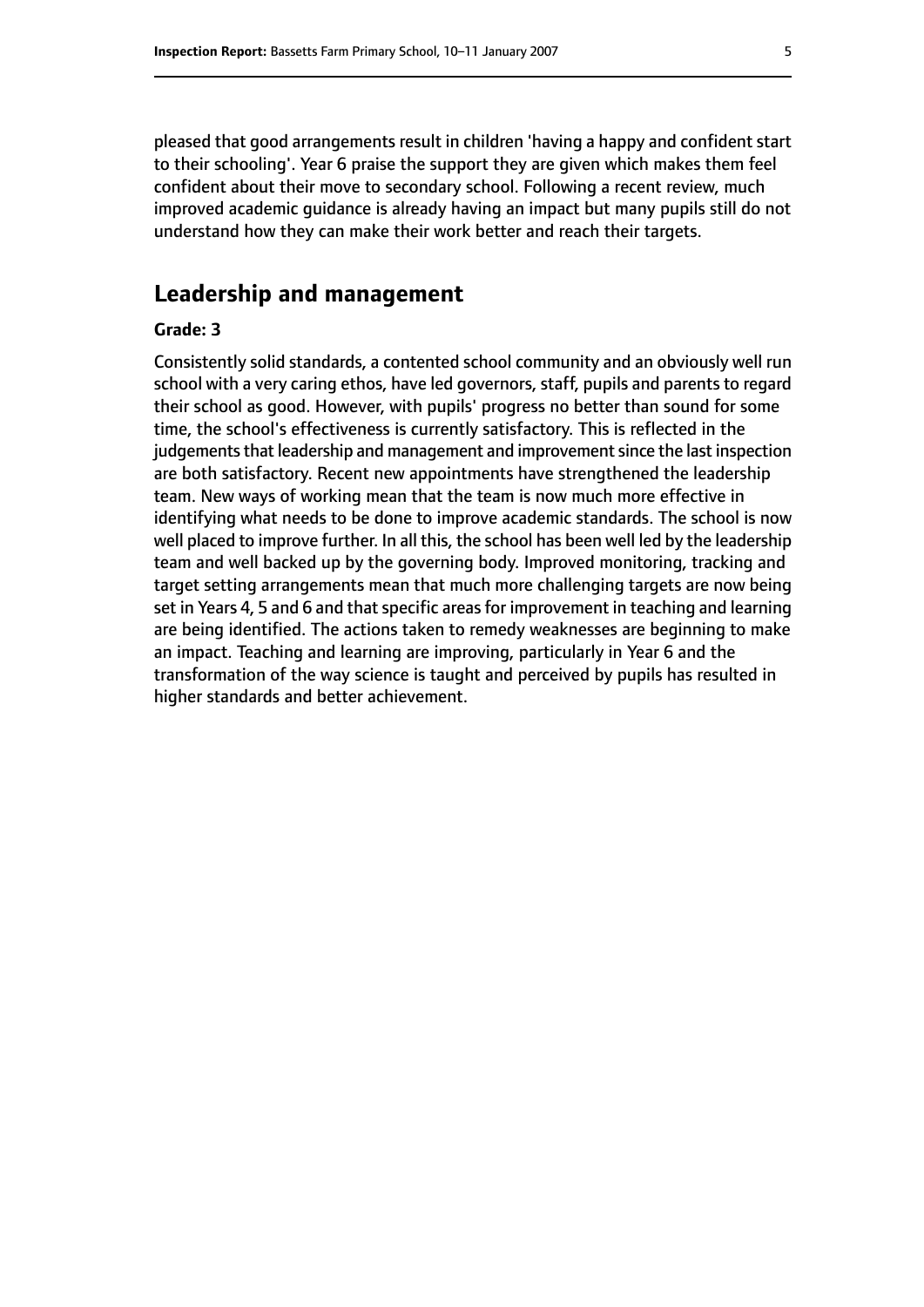pleased that good arrangements result in children 'having a happy and confident start to their schooling'. Year 6 praise the support they are given which makes them feel confident about their move to secondary school. Following a recent review, much improved academic guidance is already having an impact but many pupils still do not understand how they can make their work better and reach their targets.

## Leadership and management

**Grade: 3**

Consistently solid standards, a contented school community and an obviously well run school with a very caring ethos, have led governors, staff, pupils and parents to regard their school as good. However, with pupils' progress no better than sound for some time, the school's effectiveness is currently satisfactory. This is reflected in the judgements that leadership and management and improvement since the last inspection are both satisfactory. Recent new appointments have strengthened the leadership team. New ways of working mean that the team is now much more effective in identifying what needs to be done to improve academic standards. The school is now well placed to improve further. In all this, the school has been well led by the leadership team and well backed up by the governing body. Improved monitoring, tracking and target setting arrangements mean that much more challenging targets are now being set in Years 4, 5 and 6 and that specific areas for improvement in teaching and learning are being identified. The actions taken to remedy weaknesses are beginning to make an impact. Teaching and learning are improving, particularly in Year 6 and the transformation of the way science is taught and perceived by pupils has resulted in higher standards and better achievement.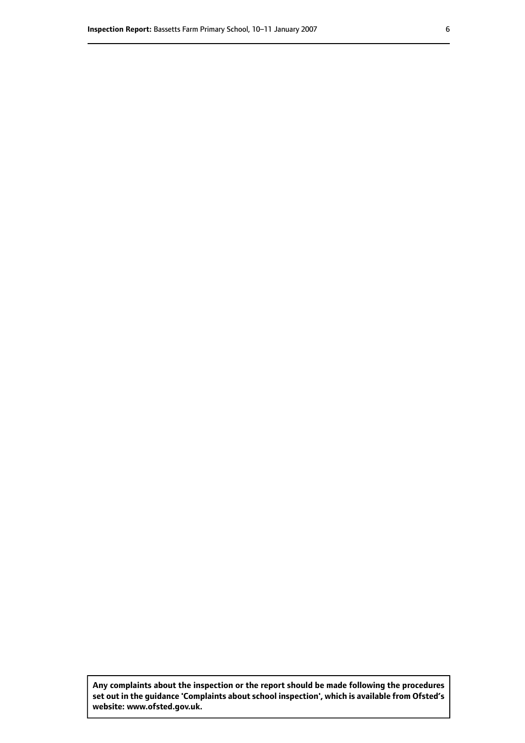**Any complaints about the inspection or the report should be made following the procedures set out in the guidance 'Complaints about school inspection', which is available from Ofsted's website: www.ofsted.gov.uk.**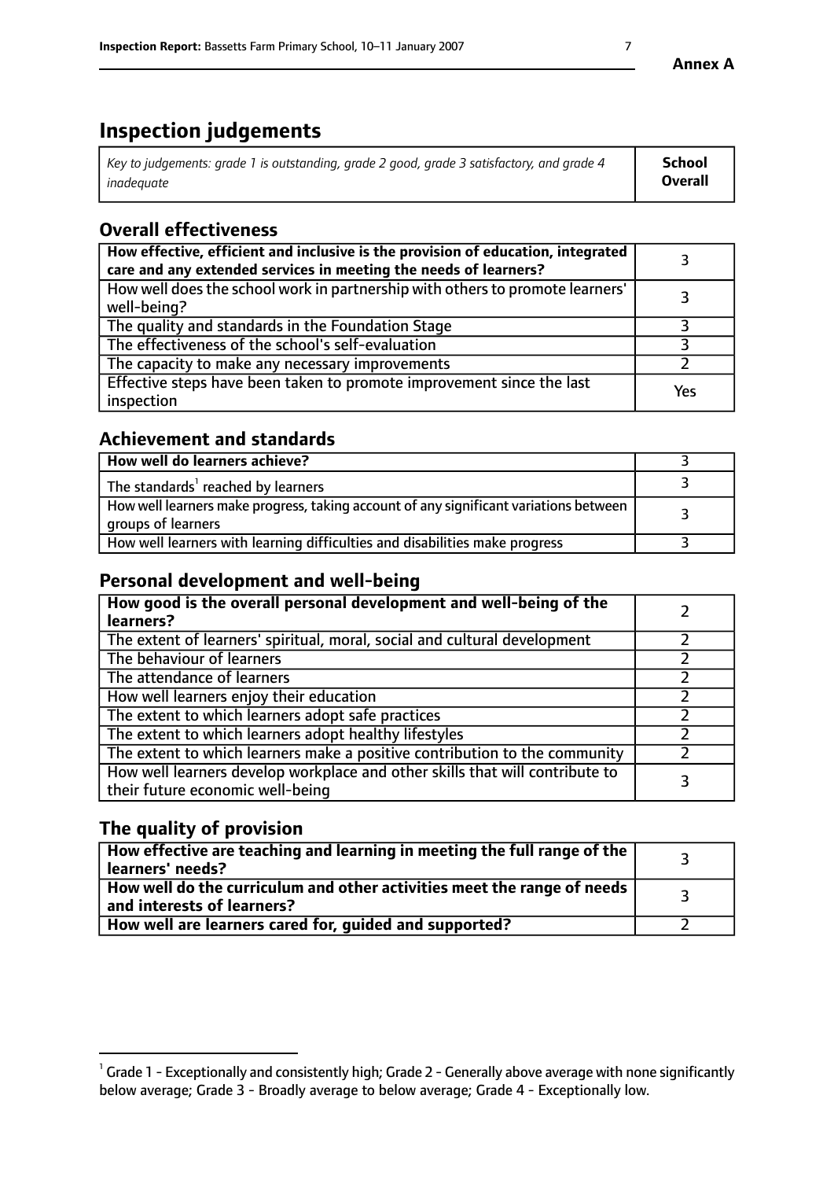# Inspection judgements

| *Key to judgements: grade 1 is outstanding, grade 2 good, grade 3 satisfactory, and grade 4 inadequate* | **School Overall** |
|---|---|

## Overall effectiveness

| | |
|---|---|
| **How effective, efficient and inclusive is the provision of education, integrated care and any extended services in meeting the needs of learners?** | 3 |
| How well does the school work in partnership with others to promote learners' well-being? | 3 |
| The quality and standards in the Foundation Stage | 3 |
| The effectiveness of the school's self-evaluation | 3 |
| The capacity to make any necessary improvements | 2 |
| Effective steps have been taken to promote improvement since the last inspection | Yes |

## Achievement and standards

| | |
|---|---|
| **How well do learners achieve?** | 3 |
| The standards[1] reached by learners | 3 |
| How well learners make progress, taking account of any significant variations between groups of learners | 3 |
| How well learners with learning difficulties and disabilities make progress | 3 |

## Personal development and well-being

| | |
|---|---|
| **How good is the overall personal development and well-being of the learners?** | 2 |
| The extent of learners' spiritual, moral, social and cultural development | 2 |
| The behaviour of learners | 2 |
| The attendance of learners | 2 |
| How well learners enjoy their education | 2 |
| The extent to which learners adopt safe practices | 2 |
| The extent to which learners adopt healthy lifestyles | 2 |
| The extent to which learners make a positive contribution to the community | 2 |
| How well learners develop workplace and other skills that will contribute to their future economic well-being | 3 |

## The quality of provision

| | |
|---|---|
| **How effective are teaching and learning in meeting the full range of the learners' needs?** | 3 |
| **How well do the curriculum and other activities meet the range of needs and interests of learners?** | 3 |
| **How well are learners cared for, guided and supported?** | 2 |

[1] Grade 1 - Exceptionally and consistently high; Grade 2 - Generally above average with none significantly below average; Grade 3 - Broadly average to below average; Grade 4 - Exceptionally low.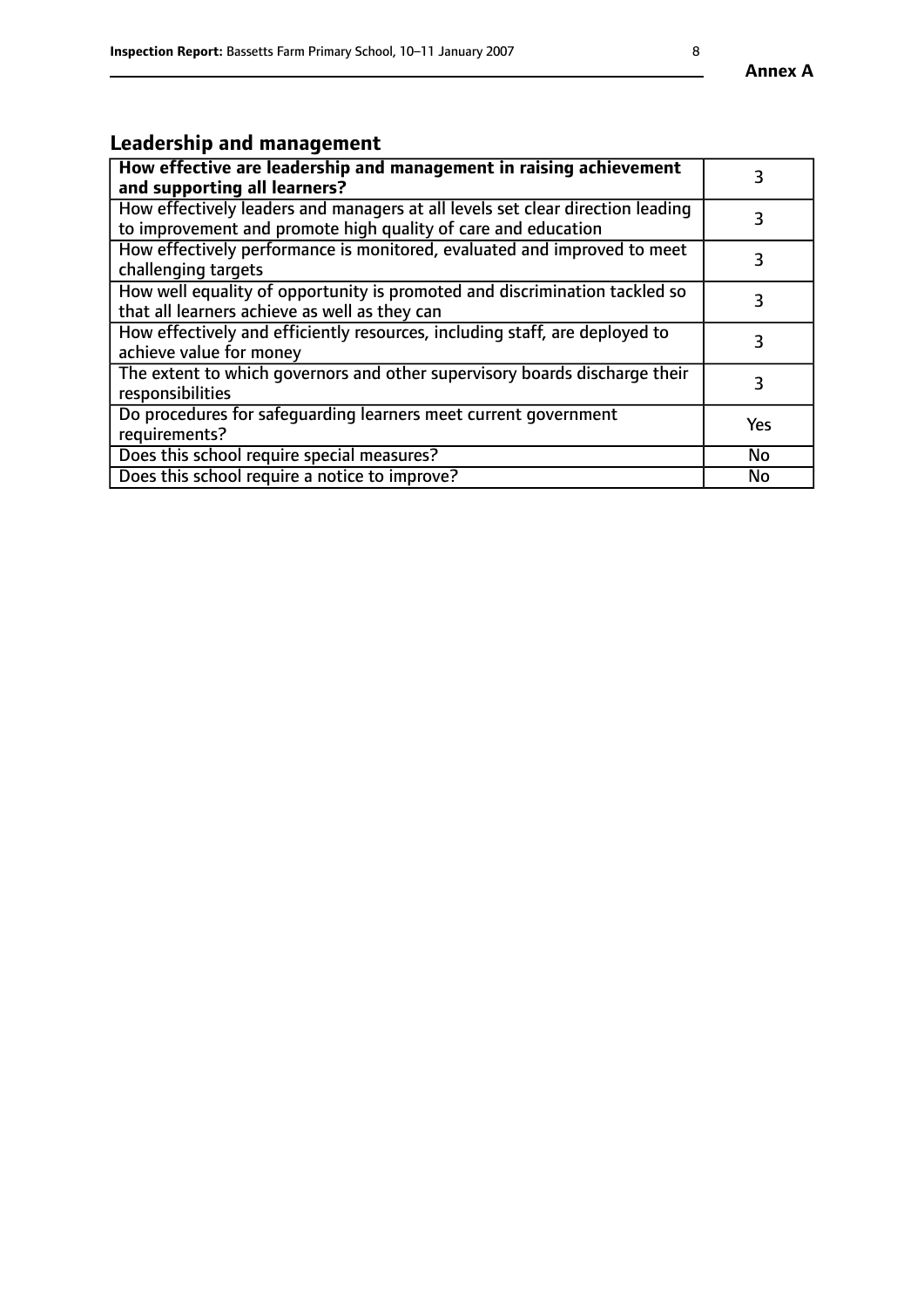## Leadership and management

| How effective are leadership and management in raising achievement and supporting all learners? | 3 |
|---|---|
| How effectively leaders and managers at all levels set clear direction leading to improvement and promote high quality of care and education | 3 |
| How effectively performance is monitored, evaluated and improved to meet challenging targets | 3 |
| How well equality of opportunity is promoted and discrimination tackled so that all learners achieve as well as they can | 3 |
| How effectively and efficiently resources, including staff, are deployed to achieve value for money | 3 |
| The extent to which governors and other supervisory boards discharge their responsibilities | 3 |
| Do procedures for safeguarding learners meet current government requirements? | Yes |
| Does this school require special measures? | No |
| Does this school require a notice to improve? | No |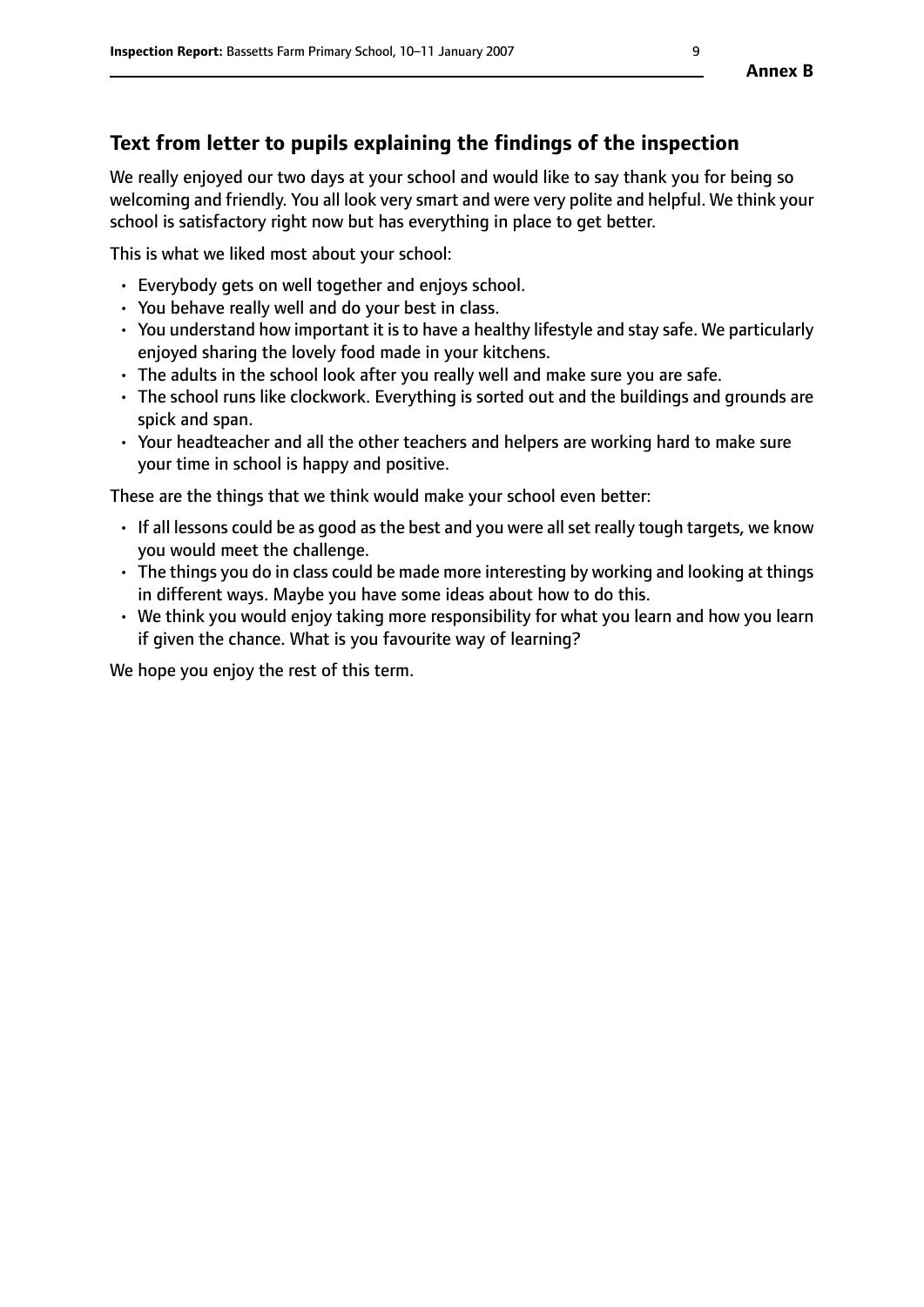## Text from letter to pupils explaining the findings of the inspection

We really enjoyed our two days at your school and would like to say thank you for being so welcoming and friendly. You all look very smart and were very polite and helpful. We think your school is satisfactory right now but has everything in place to get better.

This is what we liked most about your school:

- Everybody gets on well together and enjoys school.
- You behave really well and do your best in class.
- You understand how important it is to have a healthy lifestyle and stay safe. We particularly enjoyed sharing the lovely food made in your kitchens.
- The adults in the school look after you really well and make sure you are safe.
- The school runs like clockwork. Everything is sorted out and the buildings and grounds are spick and span.
- Your headteacher and all the other teachers and helpers are working hard to make sure your time in school is happy and positive.

These are the things that we think would make your school even better:

- If all lessons could be as good as the best and you were all set really tough targets, we know you would meet the challenge.
- The things you do in class could be made more interesting by working and looking at things in different ways. Maybe you have some ideas about how to do this.
- We think you would enjoy taking more responsibility for what you learn and how you learn if given the chance. What is you favourite way of learning?

We hope you enjoy the rest of this term.